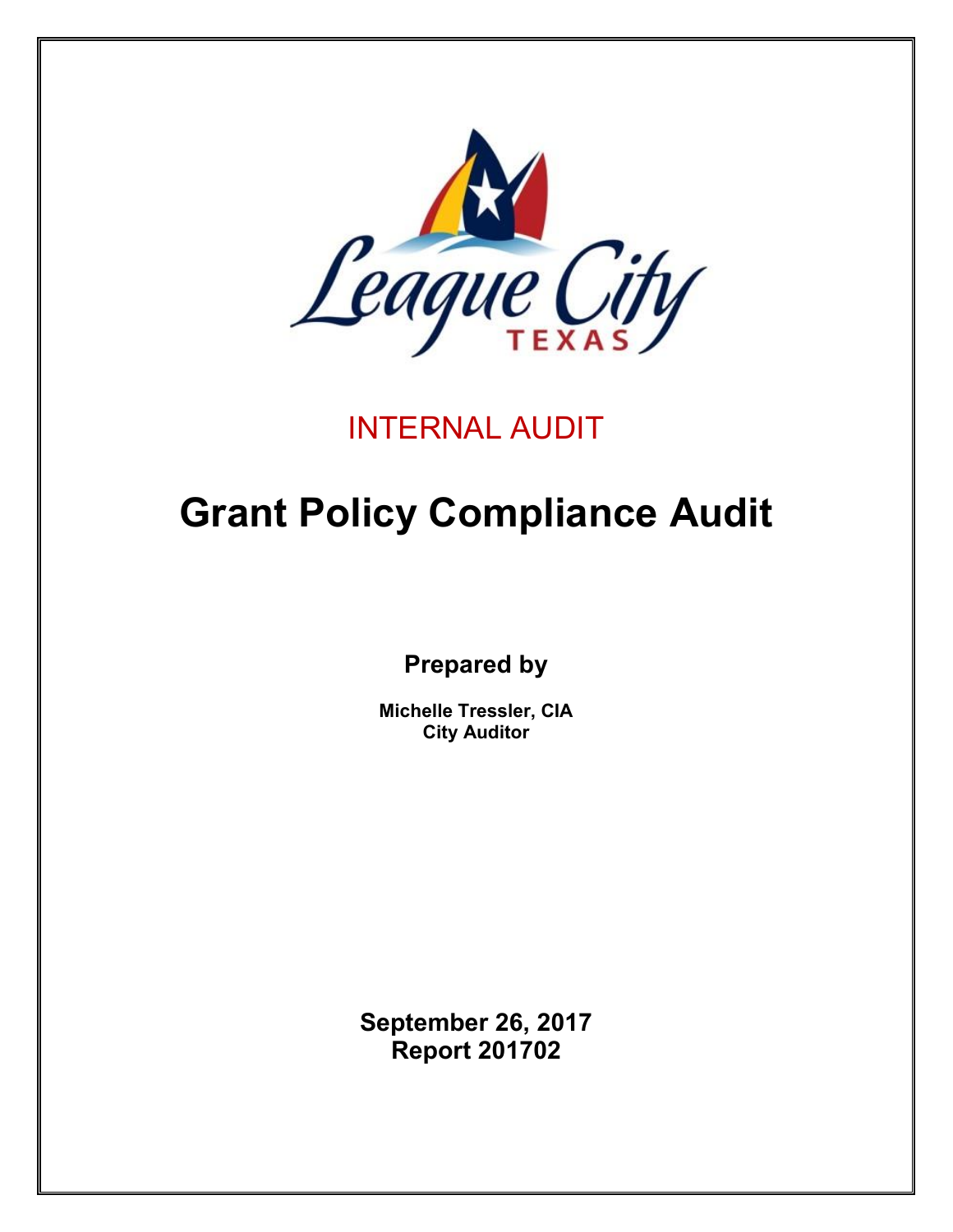League City TEXAS

INTERNAL AUDIT

# Grant Policy Compliance Audit

**Prepared by**

**Michelle Tressler, CIA**
**City Auditor**

**September 26, 2017**
**Report 201702**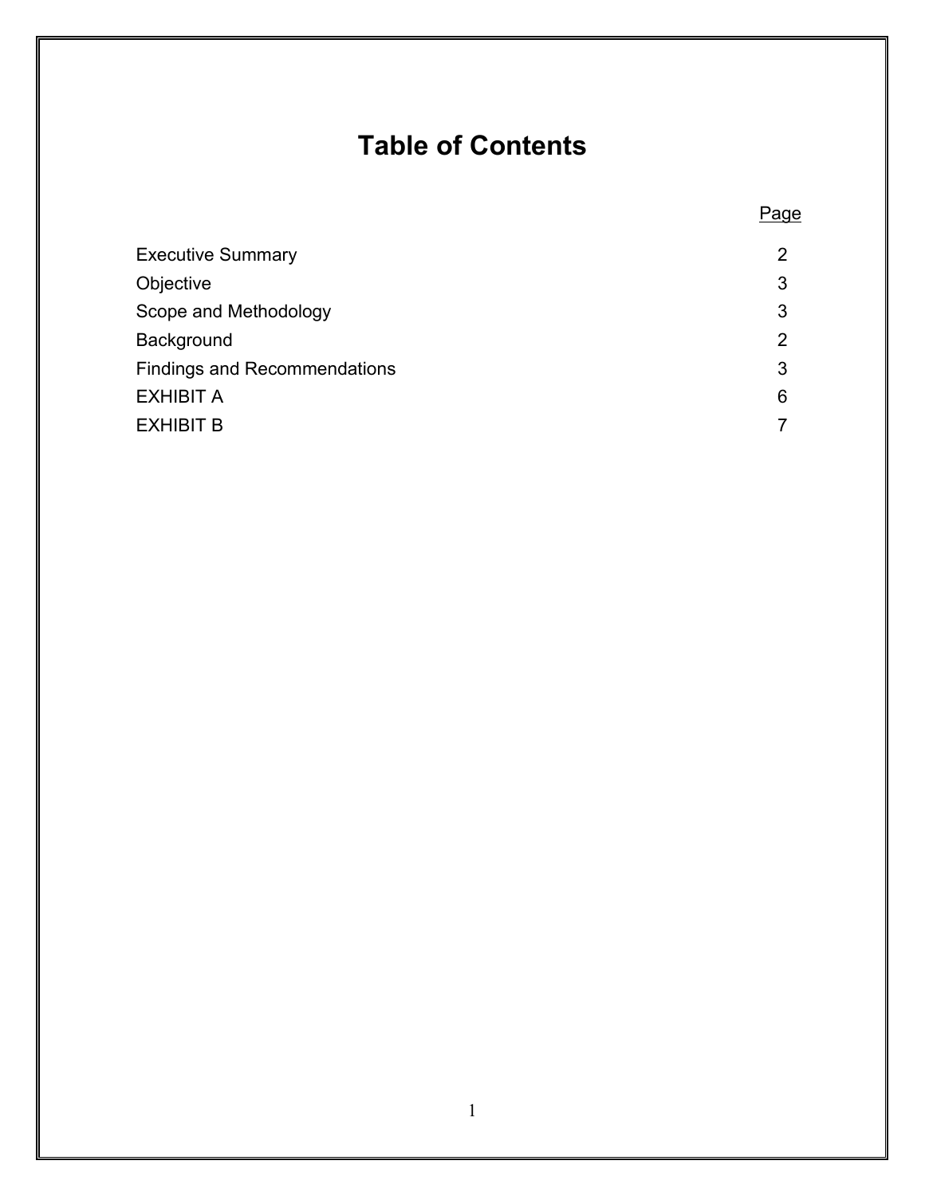# Table of Contents

| | Page |
|---|---|
| Executive Summary | 2 |
| Objective | 3 |
| Scope and Methodology | 3 |
| Background | 2 |
| Findings and Recommendations | 3 |
| EXHIBIT A | 6 |
| EXHIBIT B | 7 |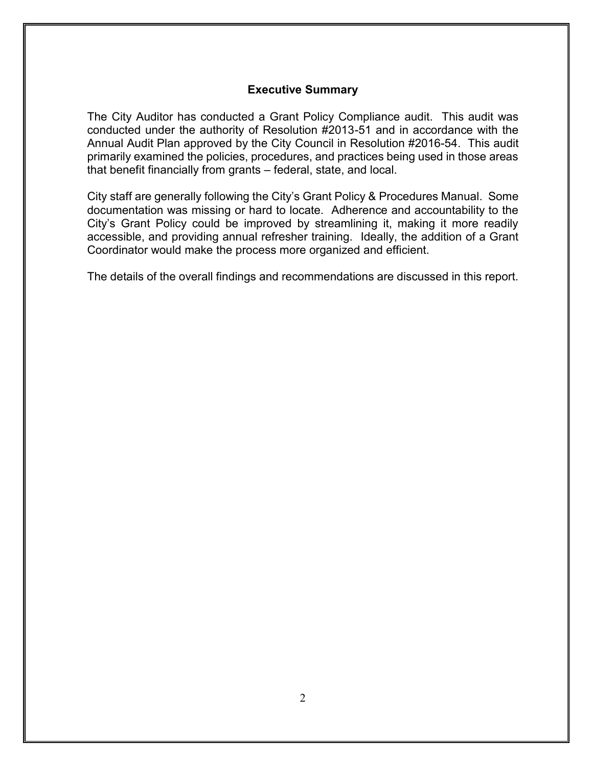## Executive Summary

The City Auditor has conducted a Grant Policy Compliance audit. This audit was conducted under the authority of Resolution #2013-51 and in accordance with the Annual Audit Plan approved by the City Council in Resolution #2016-54. This audit primarily examined the policies, procedures, and practices being used in those areas that benefit financially from grants – federal, state, and local.

City staff are generally following the City's Grant Policy & Procedures Manual. Some documentation was missing or hard to locate. Adherence and accountability to the City's Grant Policy could be improved by streamlining it, making it more readily accessible, and providing annual refresher training. Ideally, the addition of a Grant Coordinator would make the process more organized and efficient.

The details of the overall findings and recommendations are discussed in this report.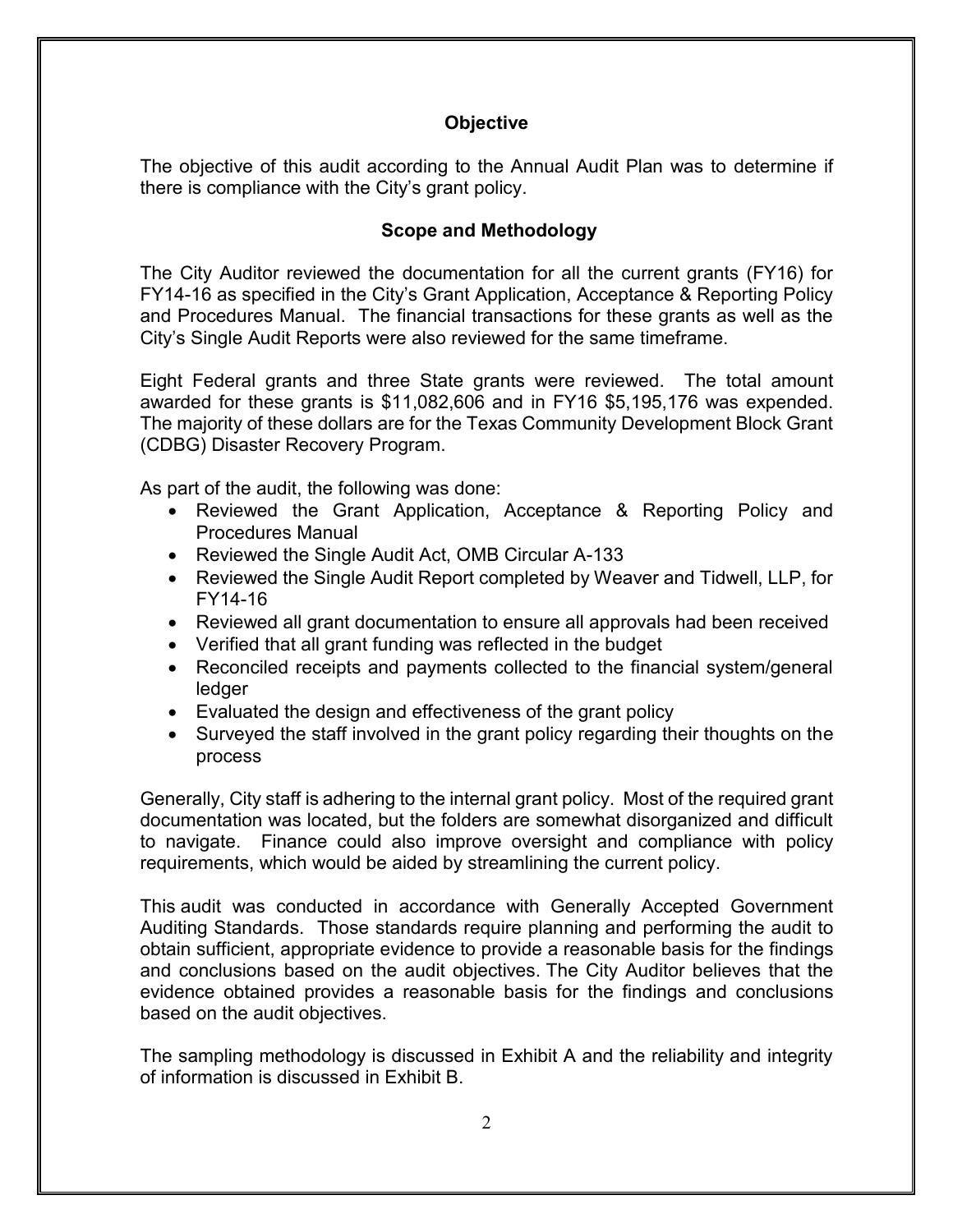## Objective

The objective of this audit according to the Annual Audit Plan was to determine if there is compliance with the City's grant policy.

## Scope and Methodology

The City Auditor reviewed the documentation for all the current grants (FY16) for FY14-16 as specified in the City's Grant Application, Acceptance & Reporting Policy and Procedures Manual. The financial transactions for these grants as well as the City's Single Audit Reports were also reviewed for the same timeframe.

Eight Federal grants and three State grants were reviewed. The total amount awarded for these grants is $11,082,606 and in FY16 $5,195,176 was expended. The majority of these dollars are for the Texas Community Development Block Grant (CDBG) Disaster Recovery Program.

As part of the audit, the following was done:

- Reviewed the Grant Application, Acceptance & Reporting Policy and Procedures Manual
- Reviewed the Single Audit Act, OMB Circular A-133
- Reviewed the Single Audit Report completed by Weaver and Tidwell, LLP, for FY14-16
- Reviewed all grant documentation to ensure all approvals had been received
- Verified that all grant funding was reflected in the budget
- Reconciled receipts and payments collected to the financial system/general ledger
- Evaluated the design and effectiveness of the grant policy
- Surveyed the staff involved in the grant policy regarding their thoughts on the process

Generally, City staff is adhering to the internal grant policy. Most of the required grant documentation was located, but the folders are somewhat disorganized and difficult to navigate. Finance could also improve oversight and compliance with policy requirements, which would be aided by streamlining the current policy.

This audit was conducted in accordance with Generally Accepted Government Auditing Standards. Those standards require planning and performing the audit to obtain sufficient, appropriate evidence to provide a reasonable basis for the findings and conclusions based on the audit objectives. The City Auditor believes that the evidence obtained provides a reasonable basis for the findings and conclusions based on the audit objectives.

The sampling methodology is discussed in Exhibit A and the reliability and integrity of information is discussed in Exhibit B.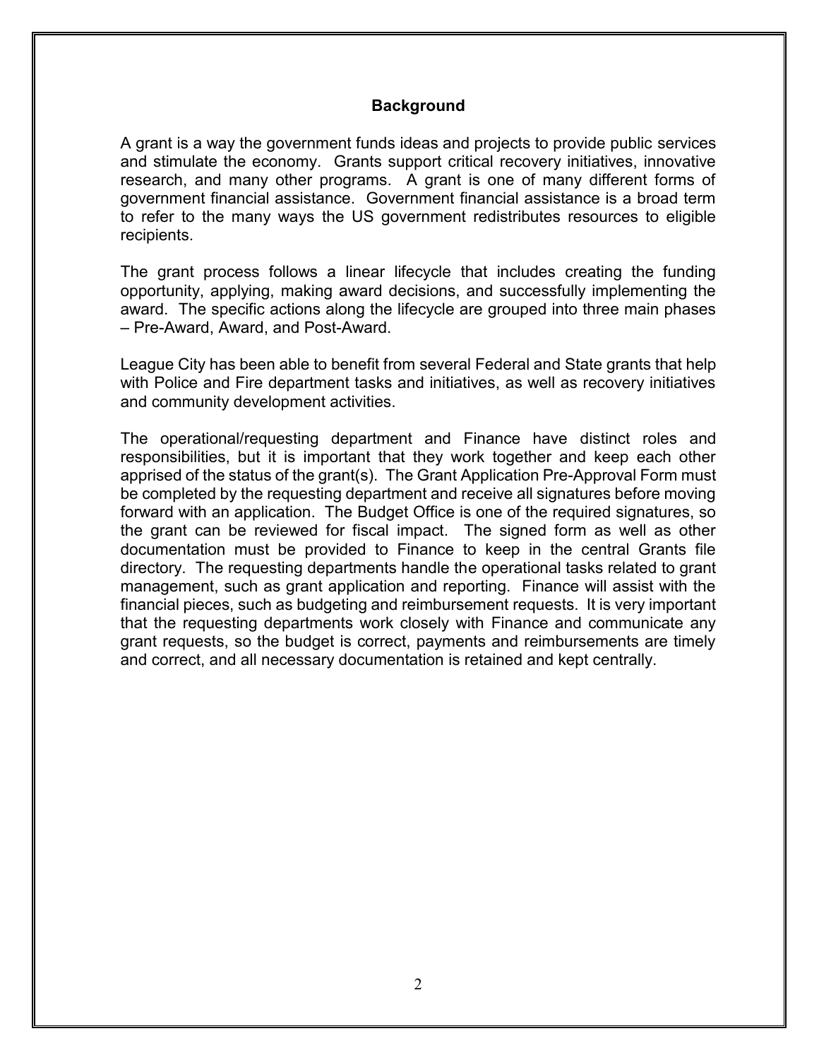## Background

A grant is a way the government funds ideas and projects to provide public services and stimulate the economy. Grants support critical recovery initiatives, innovative research, and many other programs. A grant is one of many different forms of government financial assistance. Government financial assistance is a broad term to refer to the many ways the US government redistributes resources to eligible recipients.

The grant process follows a linear lifecycle that includes creating the funding opportunity, applying, making award decisions, and successfully implementing the award. The specific actions along the lifecycle are grouped into three main phases – Pre-Award, Award, and Post-Award.

League City has been able to benefit from several Federal and State grants that help with Police and Fire department tasks and initiatives, as well as recovery initiatives and community development activities.

The operational/requesting department and Finance have distinct roles and responsibilities, but it is important that they work together and keep each other apprised of the status of the grant(s). The Grant Application Pre-Approval Form must be completed by the requesting department and receive all signatures before moving forward with an application. The Budget Office is one of the required signatures, so the grant can be reviewed for fiscal impact. The signed form as well as other documentation must be provided to Finance to keep in the central Grants file directory. The requesting departments handle the operational tasks related to grant management, such as grant application and reporting. Finance will assist with the financial pieces, such as budgeting and reimbursement requests. It is very important that the requesting departments work closely with Finance and communicate any grant requests, so the budget is correct, payments and reimbursements are timely and correct, and all necessary documentation is retained and kept centrally.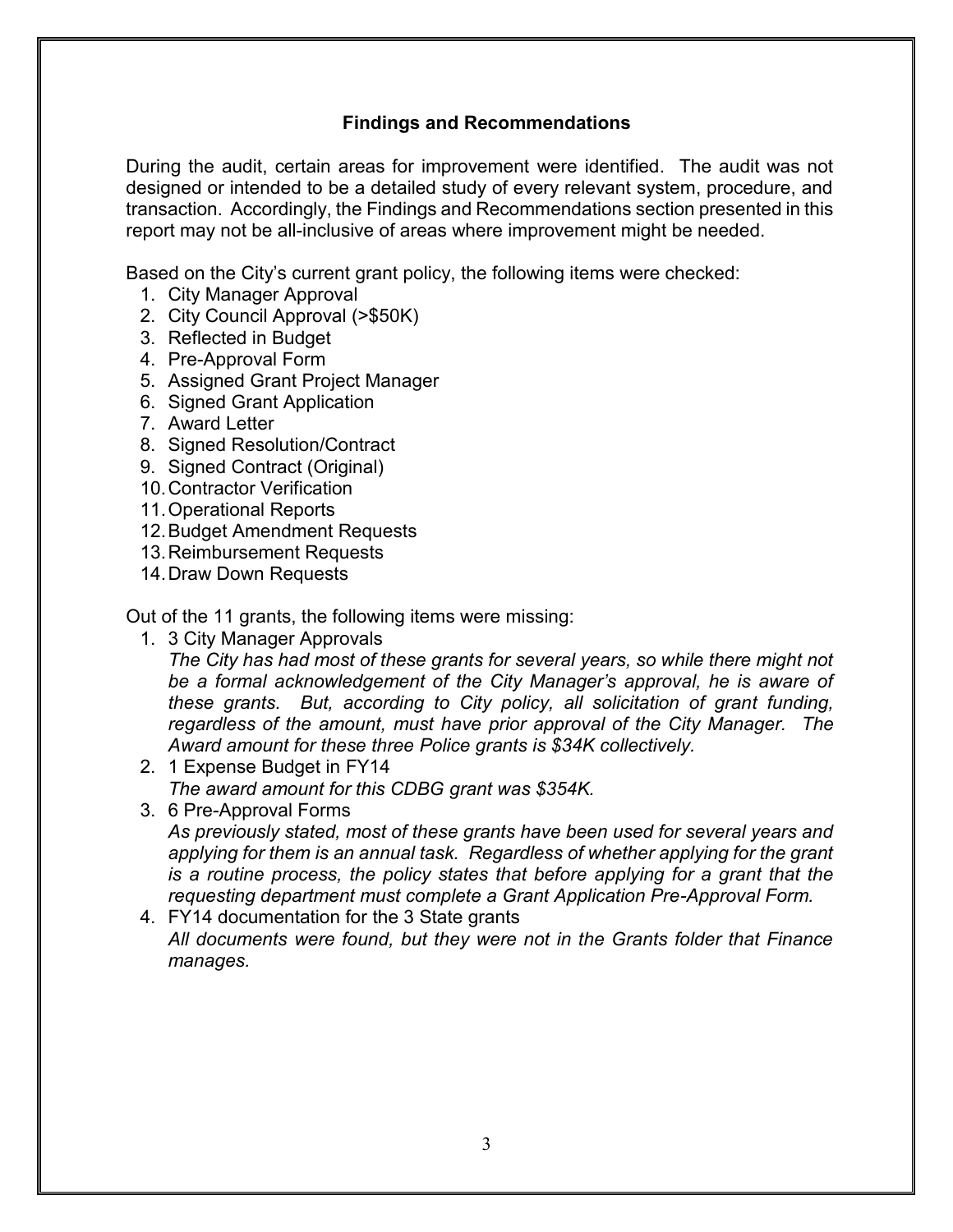## Findings and Recommendations

During the audit, certain areas for improvement were identified. The audit was not designed or intended to be a detailed study of every relevant system, procedure, and transaction. Accordingly, the Findings and Recommendations section presented in this report may not be all-inclusive of areas where improvement might be needed.

Based on the City's current grant policy, the following items were checked:

1. City Manager Approval
2. City Council Approval (>$50K)
3. Reflected in Budget
4. Pre-Approval Form
5. Assigned Grant Project Manager
6. Signed Grant Application
7. Award Letter
8. Signed Resolution/Contract
9. Signed Contract (Original)
10. Contractor Verification
11. Operational Reports
12. Budget Amendment Requests
13. Reimbursement Requests
14. Draw Down Requests

Out of the 11 grants, the following items were missing:

1. 3 City Manager Approvals
   *The City has had most of these grants for several years, so while there might not be a formal acknowledgement of the City Manager's approval, he is aware of these grants. But, according to City policy, all solicitation of grant funding, regardless of the amount, must have prior approval of the City Manager. The Award amount for these three Police grants is $34K collectively.*
2. 1 Expense Budget in FY14
   *The award amount for this CDBG grant was $354K.*
3. 6 Pre-Approval Forms
   *As previously stated, most of these grants have been used for several years and applying for them is an annual task. Regardless of whether applying for the grant is a routine process, the policy states that before applying for a grant that the requesting department must complete a Grant Application Pre-Approval Form.*
4. FY14 documentation for the 3 State grants
   *All documents were found, but they were not in the Grants folder that Finance manages.*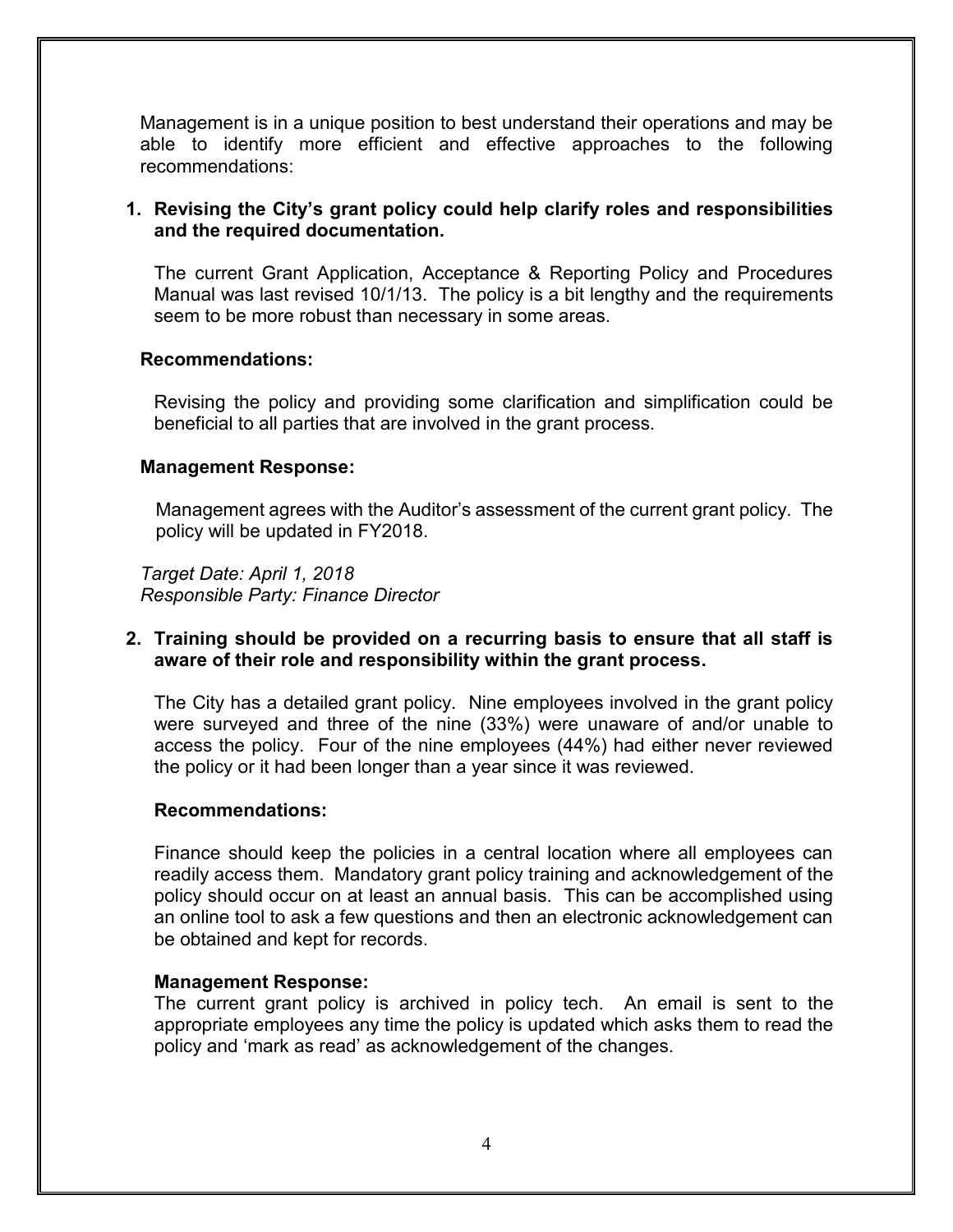Management is in a unique position to best understand their operations and may be able to identify more efficient and effective approaches to the following recommendations:

1. **Revising the City's grant policy could help clarify roles and responsibilities and the required documentation.**

   The current Grant Application, Acceptance & Reporting Policy and Procedures Manual was last revised 10/1/13. The policy is a bit lengthy and the requirements seem to be more robust than necessary in some areas.

   **Recommendations:**

   Revising the policy and providing some clarification and simplification could be beneficial to all parties that are involved in the grant process.

   **Management Response:**

   Management agrees with the Auditor's assessment of the current grant policy. The policy will be updated in FY2018.

   *Target Date: April 1, 2018*
   *Responsible Party: Finance Director*

2. **Training should be provided on a recurring basis to ensure that all staff is aware of their role and responsibility within the grant process.**

   The City has a detailed grant policy. Nine employees involved in the grant policy were surveyed and three of the nine (33%) were unaware of and/or unable to access the policy. Four of the nine employees (44%) had either never reviewed the policy or it had been longer than a year since it was reviewed.

   **Recommendations:**

   Finance should keep the policies in a central location where all employees can readily access them. Mandatory grant policy training and acknowledgement of the policy should occur on at least an annual basis. This can be accomplished using an online tool to ask a few questions and then an electronic acknowledgement can be obtained and kept for records.

   **Management Response:**
   The current grant policy is archived in policy tech. An email is sent to the appropriate employees any time the policy is updated which asks them to read the policy and 'mark as read' as acknowledgement of the changes.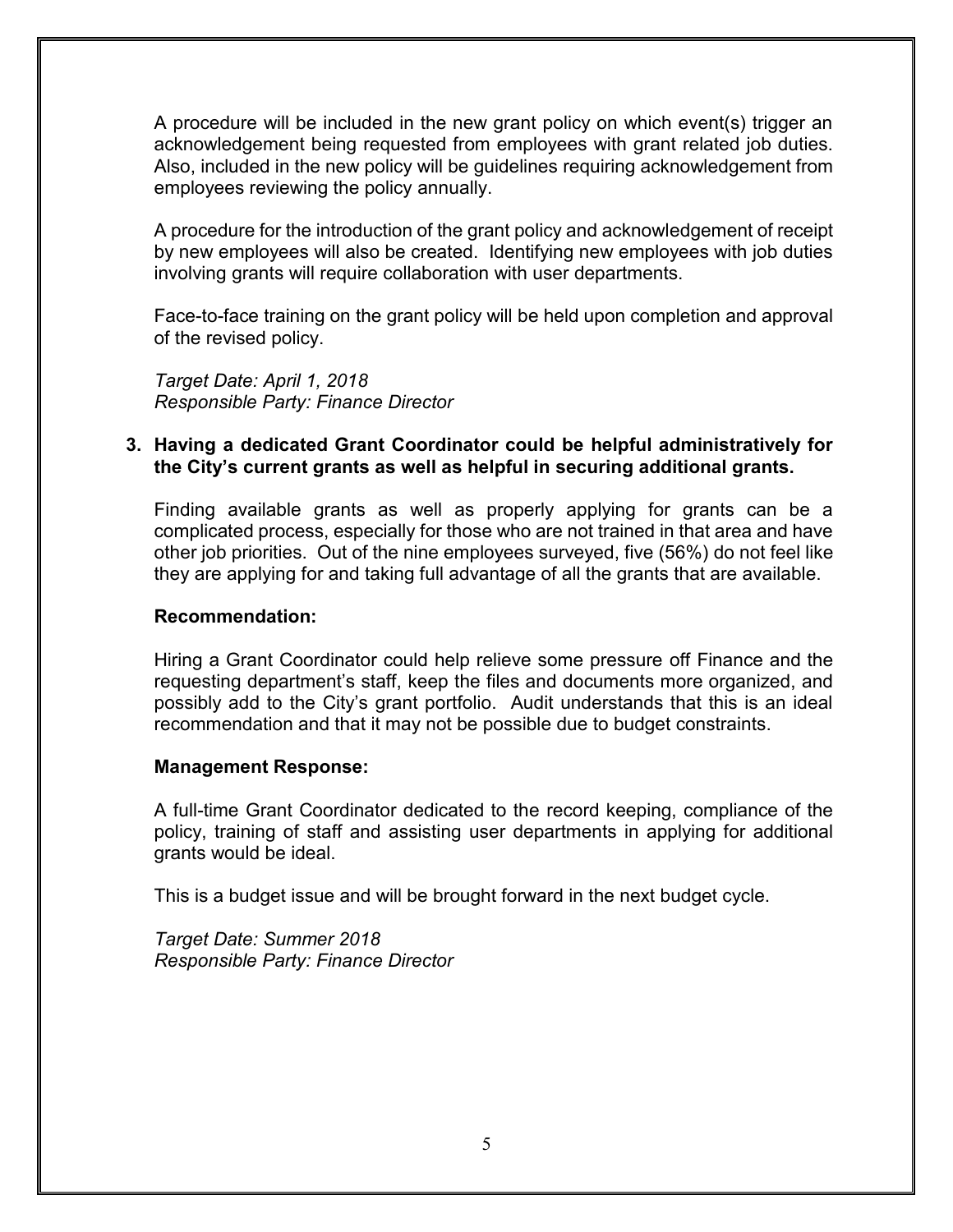A procedure will be included in the new grant policy on which event(s) trigger an acknowledgement being requested from employees with grant related job duties. Also, included in the new policy will be guidelines requiring acknowledgement from employees reviewing the policy annually.

A procedure for the introduction of the grant policy and acknowledgement of receipt by new employees will also be created. Identifying new employees with job duties involving grants will require collaboration with user departments.

Face-to-face training on the grant policy will be held upon completion and approval of the revised policy.

*Target Date: April 1, 2018*
*Responsible Party: Finance Director*

**3. Having a dedicated Grant Coordinator could be helpful administratively for the City's current grants as well as helpful in securing additional grants.**

Finding available grants as well as properly applying for grants can be a complicated process, especially for those who are not trained in that area and have other job priorities. Out of the nine employees surveyed, five (56%) do not feel like they are applying for and taking full advantage of all the grants that are available.

**Recommendation:**

Hiring a Grant Coordinator could help relieve some pressure off Finance and the requesting department's staff, keep the files and documents more organized, and possibly add to the City's grant portfolio. Audit understands that this is an ideal recommendation and that it may not be possible due to budget constraints.

**Management Response:**

A full-time Grant Coordinator dedicated to the record keeping, compliance of the policy, training of staff and assisting user departments in applying for additional grants would be ideal.

This is a budget issue and will be brought forward in the next budget cycle.

*Target Date: Summer 2018*
*Responsible Party: Finance Director*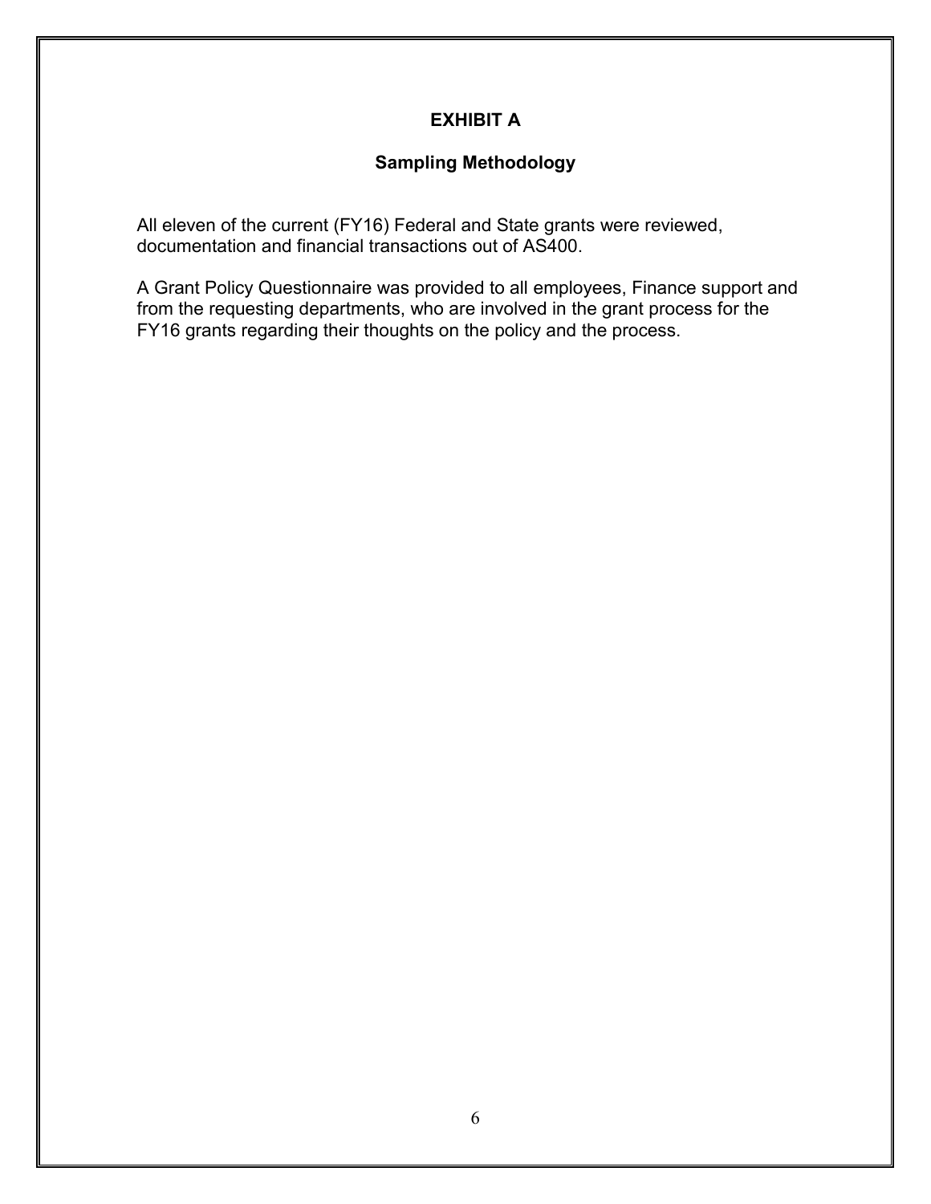## EXHIBIT A

### Sampling Methodology

All eleven of the current (FY16) Federal and State grants were reviewed, documentation and financial transactions out of AS400.

A Grant Policy Questionnaire was provided to all employees, Finance support and from the requesting departments, who are involved in the grant process for the FY16 grants regarding their thoughts on the policy and the process.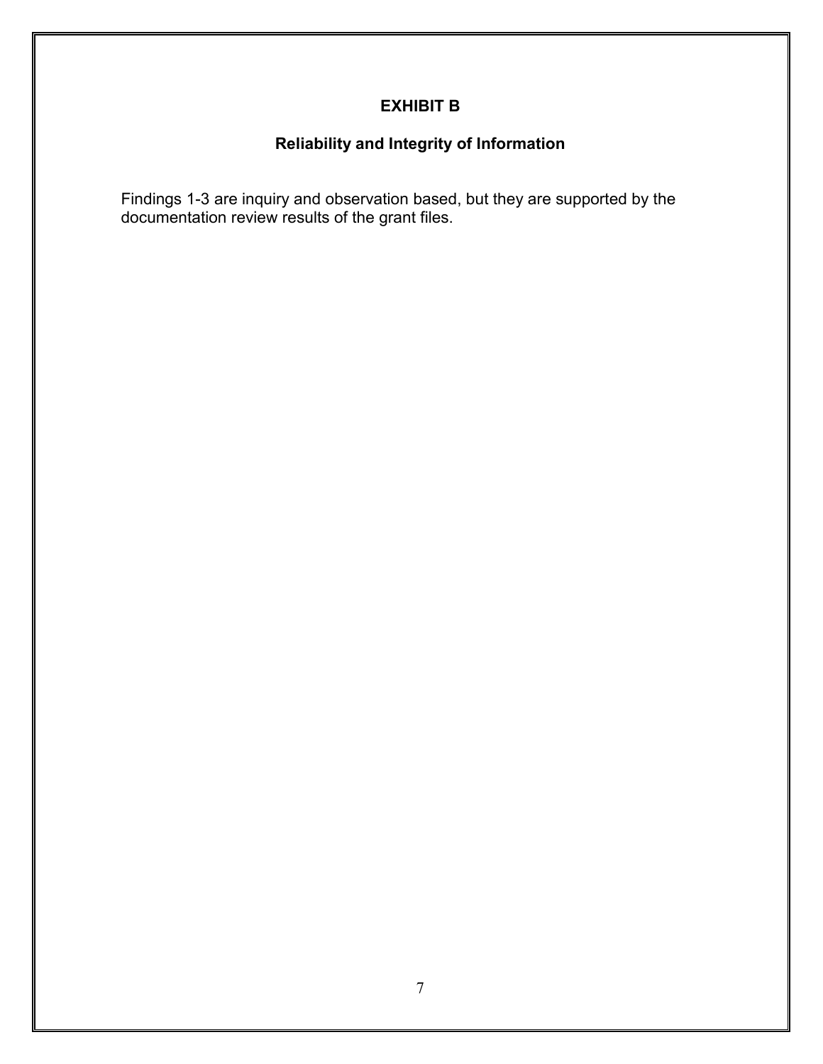# EXHIBIT B

## Reliability and Integrity of Information

Findings 1-3 are inquiry and observation based, but they are supported by the documentation review results of the grant files.